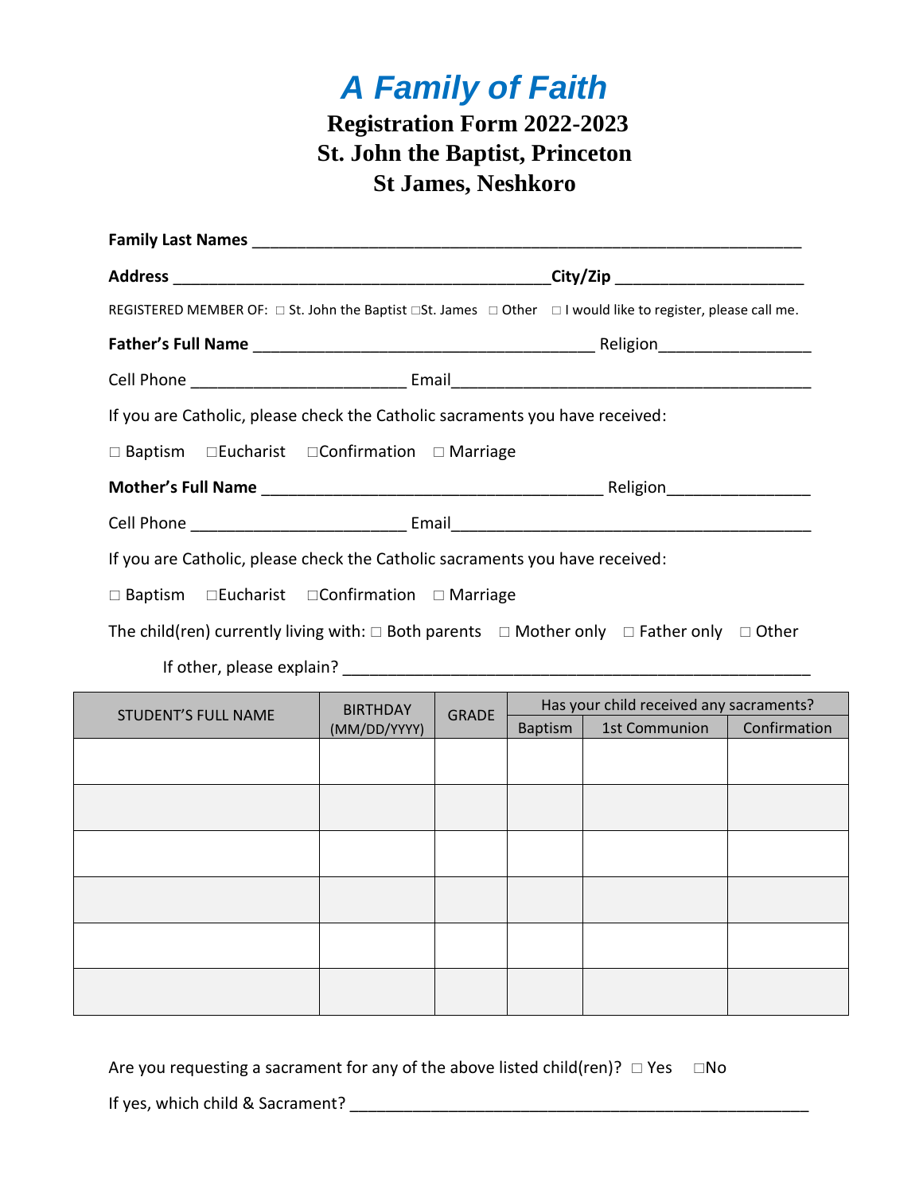# *A Family of Faith*

## Registration Form 2022-2023
## St. John the Baptist, Princeton
## St James, Neshkoro

**Family Last Names** ______________________________________________________________

**Address** __________________________________________**City/Zip** _____________________

REGISTERED MEMBER OF: □ St. John the Baptist □St. James □ Other □ I would like to register, please call me.

**Father's Full Name** _______________________________________ Religion_________________

Cell Phone ________________________ Email________________________________________

If you are Catholic, please check the Catholic sacraments you have received:

□ Baptism □Eucharist □Confirmation □ Marriage

**Mother's Full Name** _______________________________________ Religion________________

Cell Phone ________________________ Email________________________________________

If you are Catholic, please check the Catholic sacraments you have received:

□ Baptism □Eucharist □Confirmation □ Marriage

The child(ren) currently living with: □ Both parents □ Mother only □ Father only □ Other

If other, please explain? _____________________________________________________

| STUDENT'S FULL NAME | BIRTHDAY (MM/DD/YYYY) | GRADE | Has your child received any sacraments? | | |
|---|---|---|---|---|---|
| | | | Baptism | 1st Communion | Confirmation |
| | | | | | |
| | | | | | |
| | | | | | |
| | | | | | |
| | | | | | |
| | | | | | |

Are you requesting a sacrament for any of the above listed child(ren)? □ Yes □No

If yes, which child & Sacrament? ____________________________________________________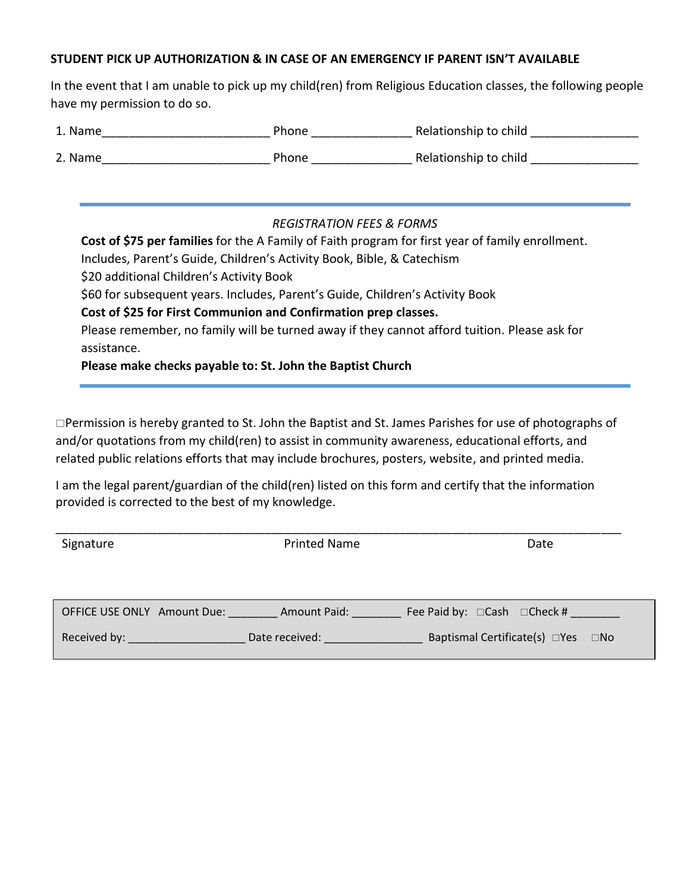**STUDENT PICK UP AUTHORIZATION & IN CASE OF AN EMERGENCY IF PARENT ISN'T AVAILABLE**

In the event that I am unable to pick up my child(ren) from Religious Education classes, the following people have my permission to do so.

1. Name________________________ Phone ______________ Relationship to child _______________

2. Name________________________ Phone ______________ Relationship to child _______________

---

*REGISTRATION FEES & FORMS*

**Cost of $75 per families** for the A Family of Faith program for first year of family enrollment.
Includes, Parent's Guide, Children's Activity Book, Bible, & Catechism
$20 additional Children's Activity Book
$60 for subsequent years. Includes, Parent's Guide, Children's Activity Book
**Cost of $25 for First Communion and Confirmation prep classes.**
Please remember, no family will be turned away if they cannot afford tuition. Please ask for assistance.
**Please make checks payable to: St. John the Baptist Church**

---

□Permission is hereby granted to St. John the Baptist and St. James Parishes for use of photographs of and/or quotations from my child(ren) to assist in community awareness, educational efforts, and related public relations efforts that may include brochures, posters, website, and printed media.

I am the legal parent/guardian of the child(ren) listed on this form and certify that the information provided is corrected to the best of my knowledge.

_______________________________________________________________________________

Signature                                        Printed Name                                        Date

OFFICE USE ONLY   Amount Due: _______ Amount Paid: _______ Fee Paid by: □Cash □Check # _______

Received by: _________________ Date received: ______________ Baptismal Certificate(s) □Yes □No